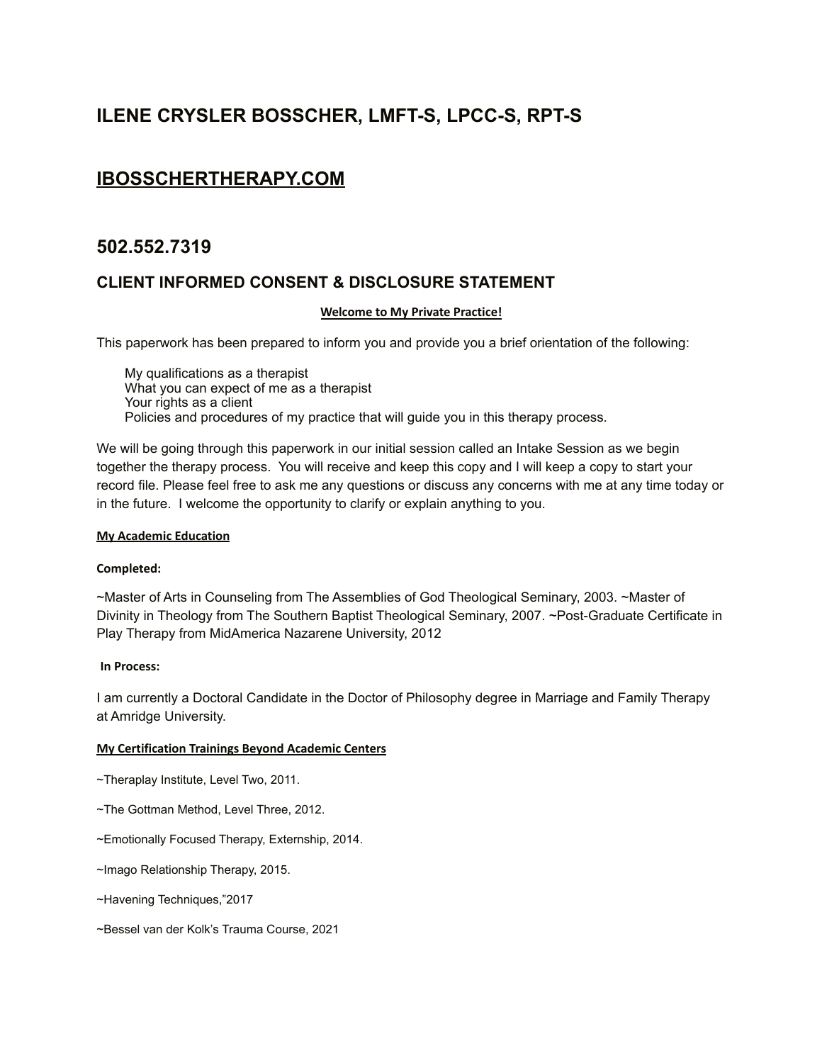# ILENE CRYSLER BOSSCHER, LMFT-S, LPCC-S, RPT-S

# IBOSSCHERTHERAPY.COM

# 502.552.7319

## CLIENT INFORMED CONSENT & DISCLOSURE STATEMENT

**Welcome to My Private Practice!**

This paperwork has been prepared to inform you and provide you a brief orientation of the following:

My qualifications as a therapist
What you can expect of me as a therapist
Your rights as a client
Policies and procedures of my practice that will guide you in this therapy process.

We will be going through this paperwork in our initial session called an Intake Session as we begin together the therapy process. You will receive and keep this copy and I will keep a copy to start your record file. Please feel free to ask me any questions or discuss any concerns with me at any time today or in the future. I welcome the opportunity to clarify or explain anything to you.

**My Academic Education**

**Completed:**

~Master of Arts in Counseling from The Assemblies of God Theological Seminary, 2003. ~Master of Divinity in Theology from The Southern Baptist Theological Seminary, 2007. ~Post-Graduate Certificate in Play Therapy from MidAmerica Nazarene University, 2012

**In Process:**

I am currently a Doctoral Candidate in the Doctor of Philosophy degree in Marriage and Family Therapy at Amridge University.

**My Certification Trainings Beyond Academic Centers**

~Theraplay Institute, Level Two, 2011.

~The Gottman Method, Level Three, 2012.

~Emotionally Focused Therapy, Externship, 2014.

~Imago Relationship Therapy, 2015.

~Havening Techniques,"2017

~Bessel van der Kolk's Trauma Course, 2021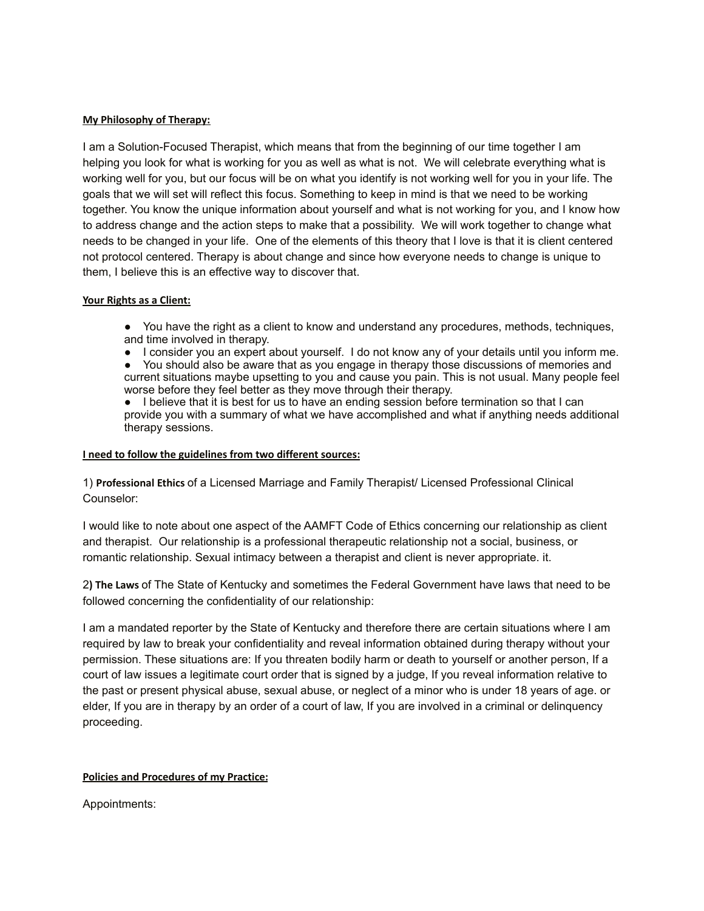**My Philosophy of Therapy:**

I am a Solution-Focused Therapist, which means that from the beginning of our time together I am helping you look for what is working for you as well as what is not. We will celebrate everything what is working well for you, but our focus will be on what you identify is not working well for you in your life. The goals that we will set will reflect this focus. Something to keep in mind is that we need to be working together. You know the unique information about yourself and what is not working for you, and I know how to address change and the action steps to make that a possibility. We will work together to change what needs to be changed in your life. One of the elements of this theory that I love is that it is client centered not protocol centered. Therapy is about change and since how everyone needs to change is unique to them, I believe this is an effective way to discover that.

**Your Rights as a Client:**

- You have the right as a client to know and understand any procedures, methods, techniques, and time involved in therapy.
- I consider you an expert about yourself. I do not know any of your details until you inform me.
- You should also be aware that as you engage in therapy those discussions of memories and current situations maybe upsetting to you and cause you pain. This is not usual. Many people feel worse before they feel better as they move through their therapy.
- I believe that it is best for us to have an ending session before termination so that I can provide you with a summary of what we have accomplished and what if anything needs additional therapy sessions.

**I need to follow the guidelines from two different sources:**

1) **Professional Ethics** of a Licensed Marriage and Family Therapist/ Licensed Professional Clinical Counselor:

I would like to note about one aspect of the AAMFT Code of Ethics concerning our relationship as client and therapist. Our relationship is a professional therapeutic relationship not a social, business, or romantic relationship. Sexual intimacy between a therapist and client is never appropriate. it.

2**) The Laws** of The State of Kentucky and sometimes the Federal Government have laws that need to be followed concerning the confidentiality of our relationship:

I am a mandated reporter by the State of Kentucky and therefore there are certain situations where I am required by law to break your confidentiality and reveal information obtained during therapy without your permission. These situations are: If you threaten bodily harm or death to yourself or another person, If a court of law issues a legitimate court order that is signed by a judge, If you reveal information relative to the past or present physical abuse, sexual abuse, or neglect of a minor who is under 18 years of age. or elder, If you are in therapy by an order of a court of law, If you are involved in a criminal or delinquency proceeding.

**Policies and Procedures of my Practice:**

Appointments: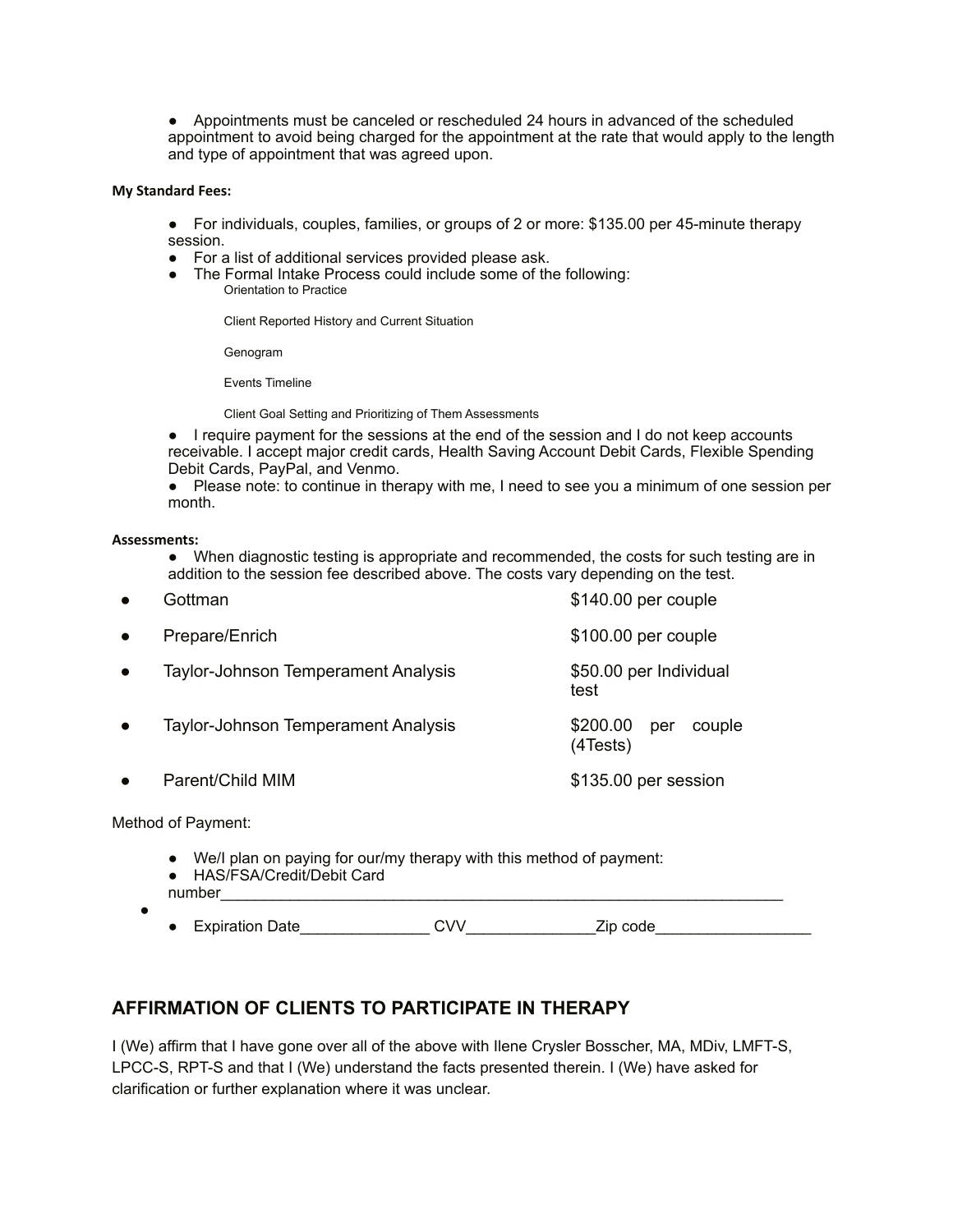- Appointments must be canceled or rescheduled 24 hours in advanced of the scheduled appointment to avoid being charged for the appointment at the rate that would apply to the length and type of appointment that was agreed upon.

**My Standard Fees:**

- For individuals, couples, families, or groups of 2 or more: $135.00 per 45-minute therapy session.
- For a list of additional services provided please ask.
- The Formal Intake Process could include some of the following:

  Orientation to Practice

  Client Reported History and Current Situation

  Genogram

  Events Timeline

  Client Goal Setting and Prioritizing of Them Assessments

- I require payment for the sessions at the end of the session and I do not keep accounts receivable. I accept major credit cards, Health Saving Account Debit Cards, Flexible Spending Debit Cards, PayPal, and Venmo.
- Please note: to continue in therapy with me, I need to see you a minimum of one session per month.

**Assessments:**

- When diagnostic testing is appropriate and recommended, the costs for such testing are in addition to the session fee described above. The costs vary depending on the test.

| Assessment | Cost |
| --- | --- |
| Gottman | $140.00 per couple |
| Prepare/Enrich | $100.00 per couple |
| Taylor-Johnson Temperament Analysis | $50.00 per Individual test |
| Taylor-Johnson Temperament Analysis | $200.00 per couple (4Tests) |
| Parent/Child MIM | $135.00 per session |

Method of Payment:

- We/I plan on paying for our/my therapy with this method of payment:
- HAS/FSA/Credit/Debit Card number_______________________________________________________________________
- Expiration Date_______________ CVV_______________Zip code__________________

## AFFIRMATION OF CLIENTS TO PARTICIPATE IN THERAPY

I (We) affirm that I have gone over all of the above with Ilene Crysler Bosscher, MA, MDiv, LMFT-S, LPCC-S, RPT-S and that I (We) understand the facts presented therein. I (We) have asked for clarification or further explanation where it was unclear.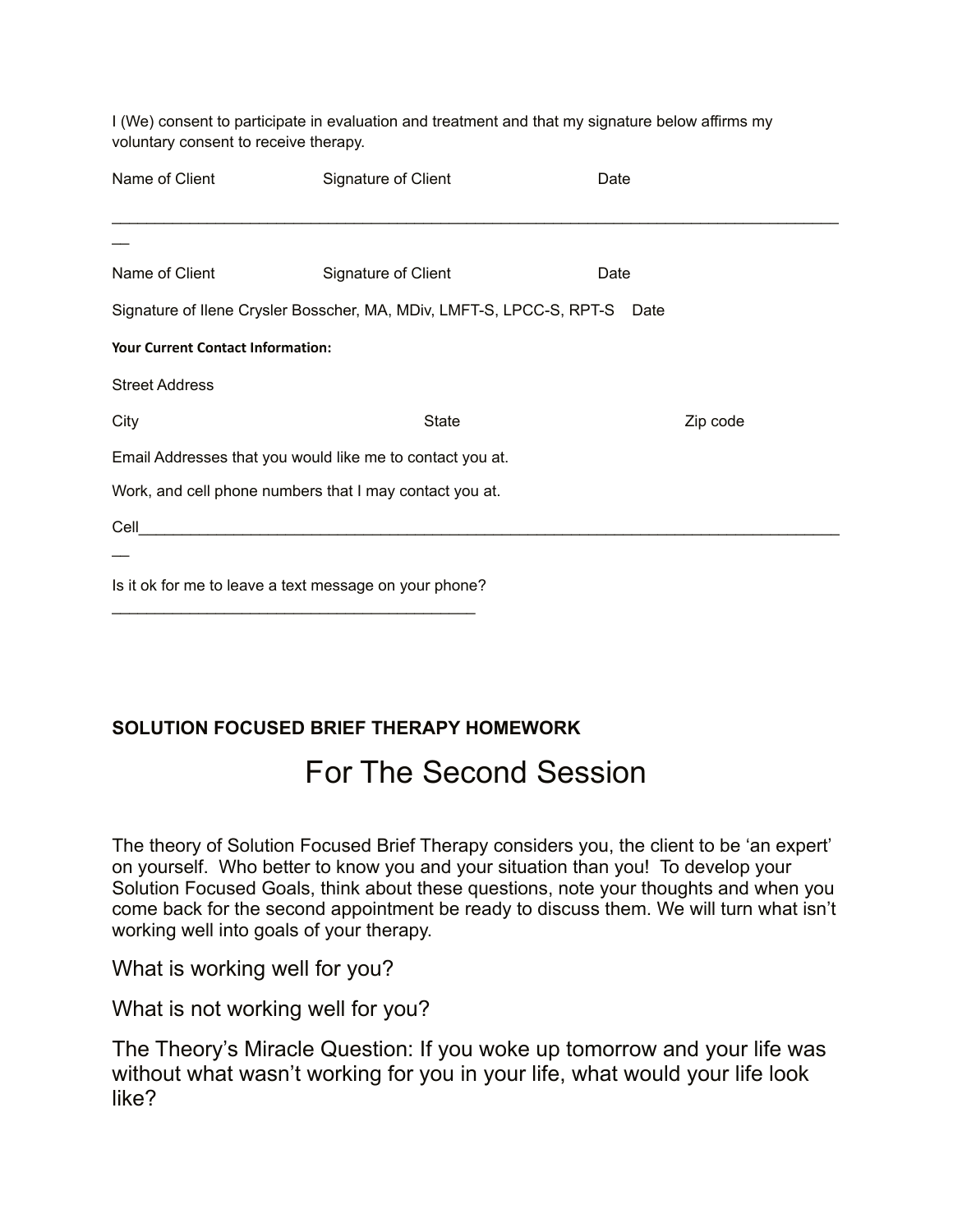I (We) consent to participate in evaluation and treatment and that my signature below affirms my voluntary consent to receive therapy.

Name of Client Signature of Client Date

______________________________________________________________________________________

Name of Client Signature of Client Date

Signature of Ilene Crysler Bosscher, MA, MDiv, LMFT-S, LPCC-S, RPT-S Date

**Your Current Contact Information:**

Street Address

City State Zip code

Email Addresses that you would like me to contact you at.

Work, and cell phone numbers that I may contact you at.

Cell_____________________________________________________________________________________

Is it ok for me to leave a text message on your phone? ___________________________________________

**SOLUTION FOCUSED BRIEF THERAPY HOMEWORK**

# For The Second Session

The theory of Solution Focused Brief Therapy considers you, the client to be 'an expert' on yourself. Who better to know you and your situation than you! To develop your Solution Focused Goals, think about these questions, note your thoughts and when you come back for the second appointment be ready to discuss them. We will turn what isn't working well into goals of your therapy.

What is working well for you?

What is not working well for you?

The Theory's Miracle Question: If you woke up tomorrow and your life was without what wasn't working for you in your life, what would your life look like?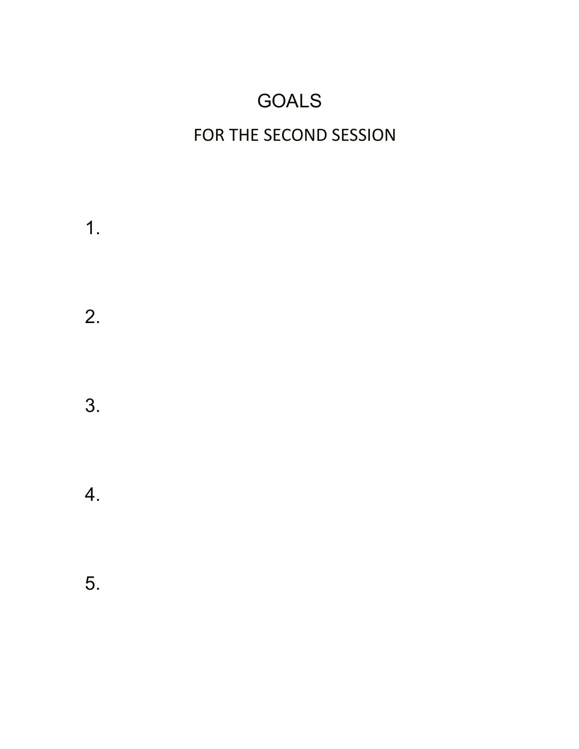# GOALS

## FOR THE SECOND SESSION

1.

2.

3.

4.

5.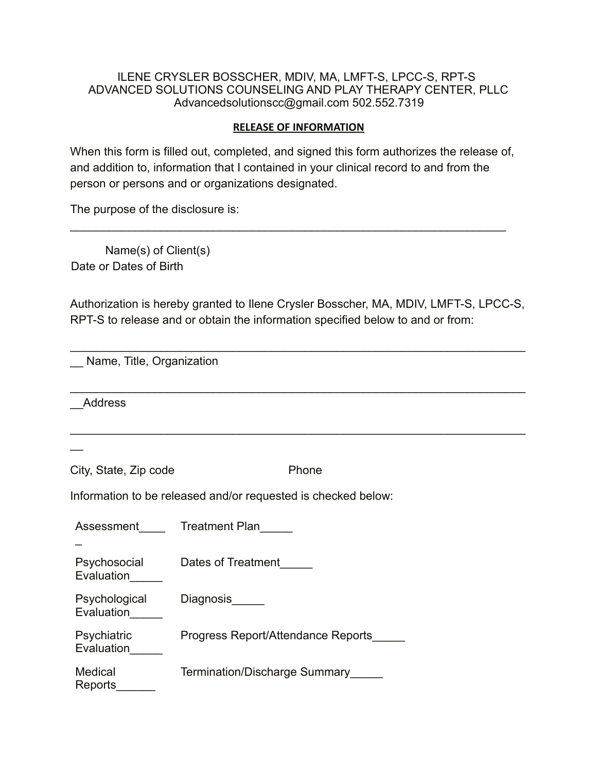ILENE CRYSLER BOSSCHER, MDIV, MA, LMFT-S, LPCC-S, RPT-S
ADVANCED SOLUTIONS COUNSELING AND PLAY THERAPY CENTER, PLLC
Advancedsolutionscc@gmail.com 502.552.7319

**RELEASE OF INFORMATION**

When this form is filled out, completed, and signed this form authorizes the release of, and addition to, information that I contained in your clinical record to and from the person or persons and or organizations designated.

The purpose of the disclosure is:

_____________________________________________________________________

Name(s) of Client(s)
Date or Dates of Birth

Authorization is hereby granted to Ilene Crysler Bosscher, MA, MDIV, LMFT-S, LPCC-S, RPT-S to release and or obtain the information specified below to and or from:

_______________________________________________________________________
__ Name, Title, Organization

_______________________________________________________________________
__Address

_______________________________________________________________________
__

City, State, Zip code Phone

Information to be released and/or requested is checked below:

| | |
|---|---|
| Assessment_____ | Treatment Plan_____ |
| Psychosocial Evaluation_____ | Dates of Treatment_____ |
| Psychological Evaluation_____ | Diagnosis_____ |
| Psychiatric Evaluation_____ | Progress Report/Attendance Reports_____ |
| Medical Reports______ | Termination/Discharge Summary_____ |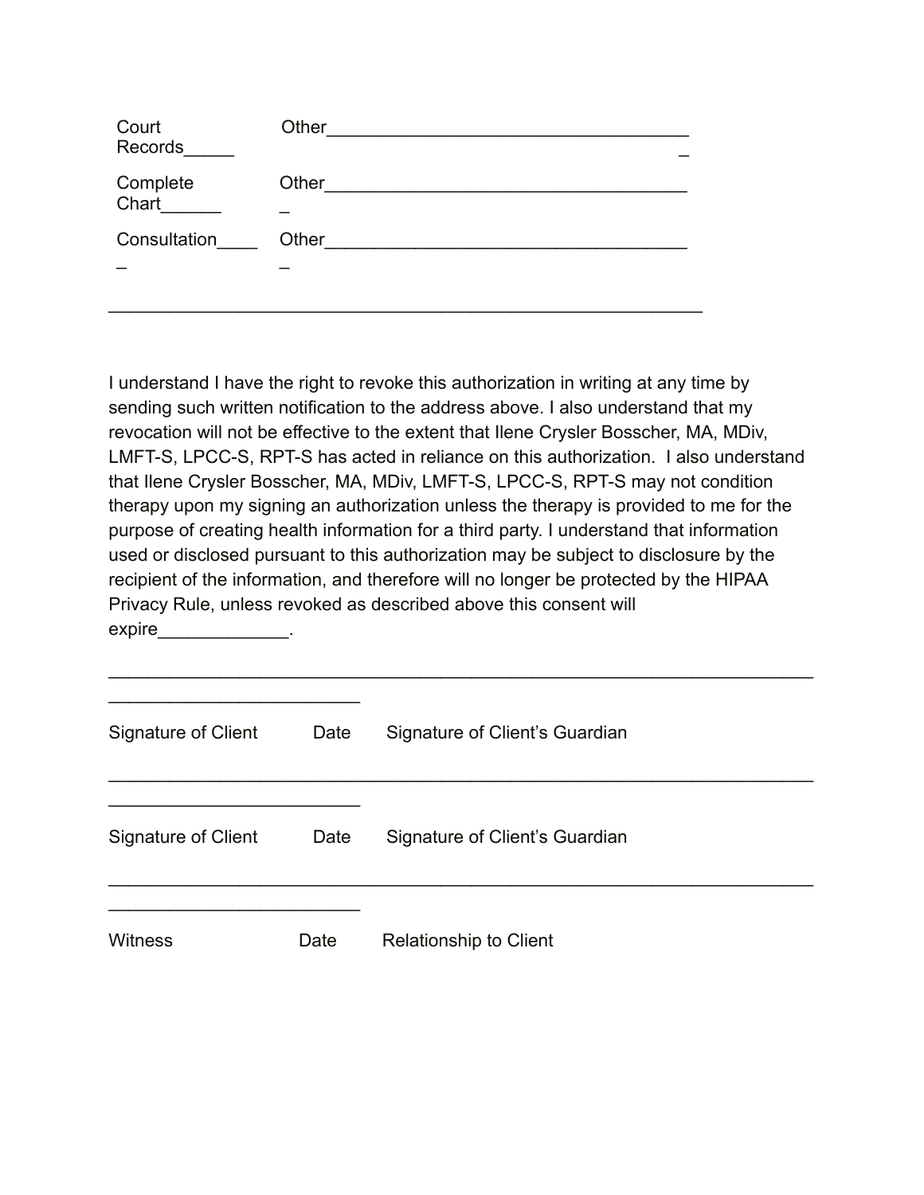| | |
|---|---|
| Court Records_____ | Other_____________________________________ |
| Complete Chart______ | Other_____________________________________ |
| Consultation_____ | Other_____________________________________ |

____________________________________________________________

I understand I have the right to revoke this authorization in writing at any time by sending such written notification to the address above. I also understand that my revocation will not be effective to the extent that Ilene Crysler Bosscher, MA, MDiv, LMFT-S, LPCC-S, RPT-S has acted in reliance on this authorization. I also understand that Ilene Crysler Bosscher, MA, MDiv, LMFT-S, LPCC-S, RPT-S may not condition therapy upon my signing an authorization unless the therapy is provided to me for the purpose of creating health information for a third party. I understand that information used or disclosed pursuant to this authorization may be subject to disclosure by the recipient of the information, and therefore will no longer be protected by the HIPAA Privacy Rule, unless revoked as described above this consent will expire_____________.

_________________________________________________________________________________________________

Signature of Client Date Signature of Client's Guardian

_________________________________________________________________________________________________

Signature of Client Date Signature of Client's Guardian

_________________________________________________________________________________________________

Witness Date Relationship to Client